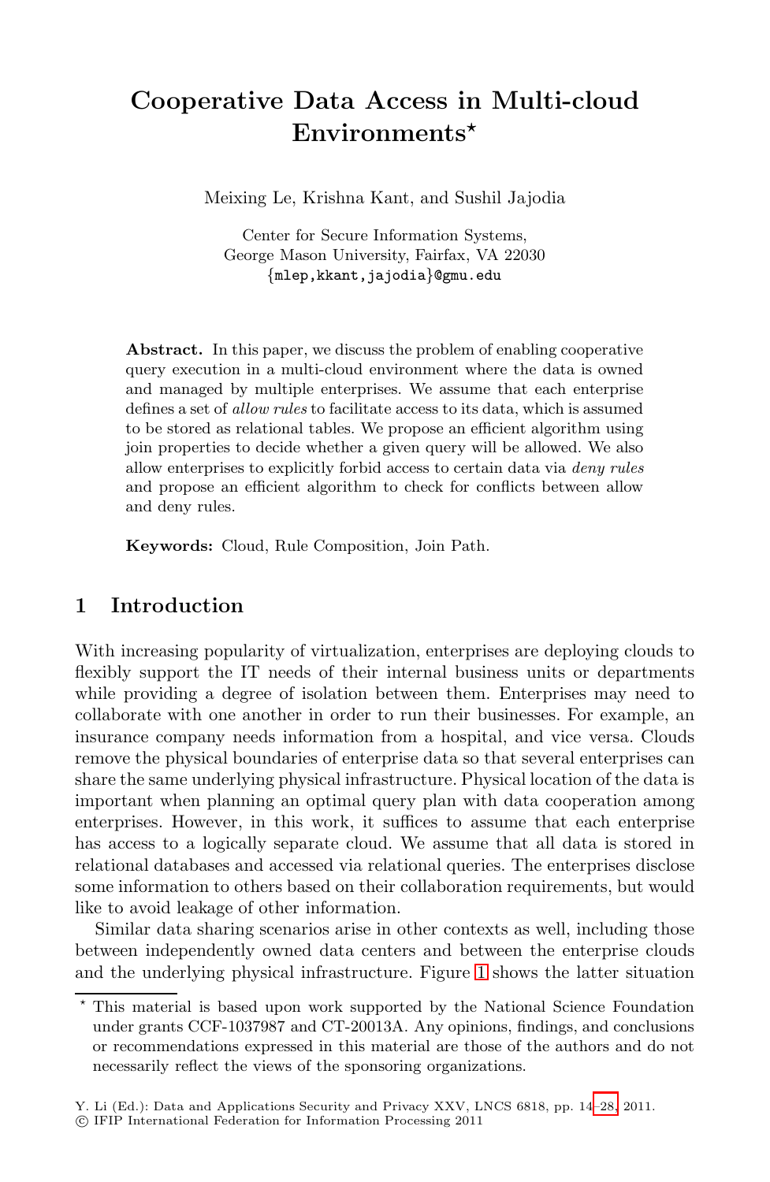# Cooperative Data Access in Multi-cloud Environments*

Meixing Le, Krishna Kant, and Sushil Jajodia

Center for Secure Information Systems,
George Mason University, Fairfax, VA 22030
{mlep,kkant,jajodia}@gmu.edu

**Abstract.** In this paper, we discuss the problem of enabling cooperative query execution in a multi-cloud environment where the data is owned and managed by multiple enterprises. We assume that each enterprise defines a set of *allow rules* to facilitate access to its data, which is assumed to be stored as relational tables. We propose an efficient algorithm using join properties to decide whether a given query will be allowed. We also allow enterprises to explicitly forbid access to certain data via *deny rules* and propose an efficient algorithm to check for conflicts between allow and deny rules.

**Keywords:** Cloud, Rule Composition, Join Path.

## 1 Introduction

With increasing popularity of virtualization, enterprises are deploying clouds to flexibly support the IT needs of their internal business units or departments while providing a degree of isolation between them. Enterprises may need to collaborate with one another in order to run their businesses. For example, an insurance company needs information from a hospital, and vice versa. Clouds remove the physical boundaries of enterprise data so that several enterprises can share the same underlying physical infrastructure. Physical location of the data is important when planning an optimal query plan with data cooperation among enterprises. However, in this work, it suffices to assume that each enterprise has access to a logically separate cloud. We assume that all data is stored in relational databases and accessed via relational queries. The enterprises disclose some information to others based on their collaboration requirements, but would like to avoid leakage of other information.

Similar data sharing scenarios arise in other contexts as well, including those between independently owned data centers and between the enterprise clouds and the underlying physical infrastructure. Figure 1 shows the latter situation

---

* This material is based upon work supported by the National Science Foundation under grants CCF-1037987 and CT-20013A. Any opinions, findings, and conclusions or recommendations expressed in this material are those of the authors and do not necessarily reflect the views of the sponsoring organizations.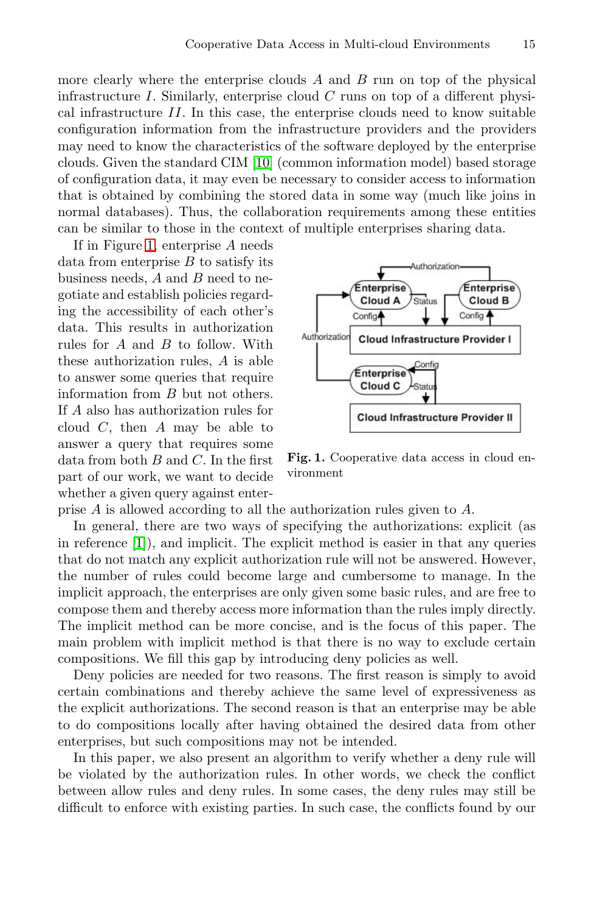more clearly where the enterprise clouds $A$ and $B$ run on top of the physical infrastructure $I$. Similarly, enterprise cloud $C$ runs on top of a different physical infrastructure $II$. In this case, the enterprise clouds need to know suitable configuration information from the infrastructure providers and the providers may need to know the characteristics of the software deployed by the enterprise clouds. Given the standard CIM [10] (common information model) based storage of configuration data, it may even be necessary to consider access to information that is obtained by combining the stored data in some way (much like joins in normal databases). Thus, the collaboration requirements among these entities can be similar to those in the context of multiple enterprises sharing data.

If in Figure 1, enterprise $A$ needs data from enterprise $B$ to satisfy its business needs, $A$ and $B$ need to negotiate and establish policies regarding the accessibility of each other's data. This results in authorization rules for $A$ and $B$ to follow. With these authorization rules, $A$ is able to answer some queries that require information from $B$ but not others. If $A$ also has authorization rules for cloud $C$, then $A$ may be able to answer a query that requires some data from both $B$ and $C$. In the first part of our work, we want to decide whether a given query against enterprise $A$ is allowed according to all the authorization rules given to $A$.

**Fig. 1.** Cooperative data access in cloud environment

In general, there are two ways of specifying the authorizations: explicit (as in reference [1]), and implicit. The explicit method is easier in that any queries that do not match any explicit authorization rule will not be answered. However, the number of rules could become large and cumbersome to manage. In the implicit approach, the enterprises are only given some basic rules, and are free to compose them and thereby access more information than the rules imply directly. The implicit method can be more concise, and is the focus of this paper. The main problem with implicit method is that there is no way to exclude certain compositions. We fill this gap by introducing deny policies as well.

Deny policies are needed for two reasons. The first reason is simply to avoid certain combinations and thereby achieve the same level of expressiveness as the explicit authorizations. The second reason is that an enterprise may be able to do compositions locally after having obtained the desired data from other enterprises, but such compositions may not be intended.

In this paper, we also present an algorithm to verify whether a deny rule will be violated by the authorization rules. In other words, we check the conflict between allow rules and deny rules. In some cases, the deny rules may still be difficult to enforce with existing parties. In such case, the conflicts found by our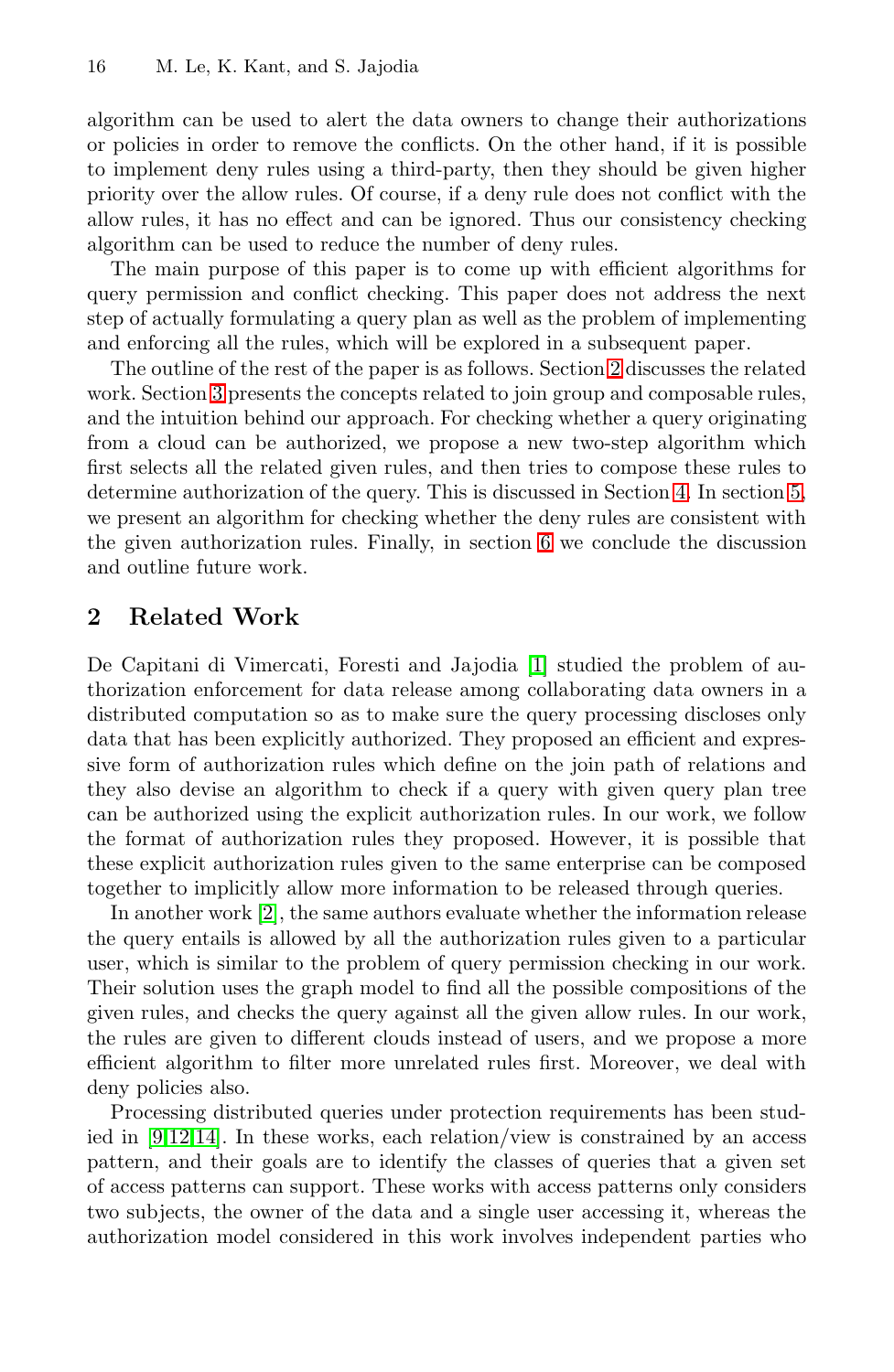algorithm can be used to alert the data owners to change their authorizations or policies in order to remove the conflicts. On the other hand, if it is possible to implement deny rules using a third-party, then they should be given higher priority over the allow rules. Of course, if a deny rule does not conflict with the allow rules, it has no effect and can be ignored. Thus our consistency checking algorithm can be used to reduce the number of deny rules.

The main purpose of this paper is to come up with efficient algorithms for query permission and conflict checking. This paper does not address the next step of actually formulating a query plan as well as the problem of implementing and enforcing all the rules, which will be explored in a subsequent paper.

The outline of the rest of the paper is as follows. Section 2 discusses the related work. Section 3 presents the concepts related to join group and composable rules, and the intuition behind our approach. For checking whether a query originating from a cloud can be authorized, we propose a new two-step algorithm which first selects all the related given rules, and then tries to compose these rules to determine authorization of the query. This is discussed in Section 4. In section 5, we present an algorithm for checking whether the deny rules are consistent with the given authorization rules. Finally, in section 6 we conclude the discussion and outline future work.

## 2 Related Work

De Capitani di Vimercati, Foresti and Jajodia [1] studied the problem of authorization enforcement for data release among collaborating data owners in a distributed computation so as to make sure the query processing discloses only data that has been explicitly authorized. They proposed an efficient and expressive form of authorization rules which define on the join path of relations and they also devise an algorithm to check if a query with given query plan tree can be authorized using the explicit authorization rules. In our work, we follow the format of authorization rules they proposed. However, it is possible that these explicit authorization rules given to the same enterprise can be composed together to implicitly allow more information to be released through queries.

In another work [2], the same authors evaluate whether the information release the query entails is allowed by all the authorization rules given to a particular user, which is similar to the problem of query permission checking in our work. Their solution uses the graph model to find all the possible compositions of the given rules, and checks the query against all the given allow rules. In our work, the rules are given to different clouds instead of users, and we propose a more efficient algorithm to filter more unrelated rules first. Moreover, we deal with deny policies also.

Processing distributed queries under protection requirements has been studied in [9,12,14]. In these works, each relation/view is constrained by an access pattern, and their goals are to identify the classes of queries that a given set of access patterns can support. These works with access patterns only considers two subjects, the owner of the data and a single user accessing it, whereas the authorization model considered in this work involves independent parties who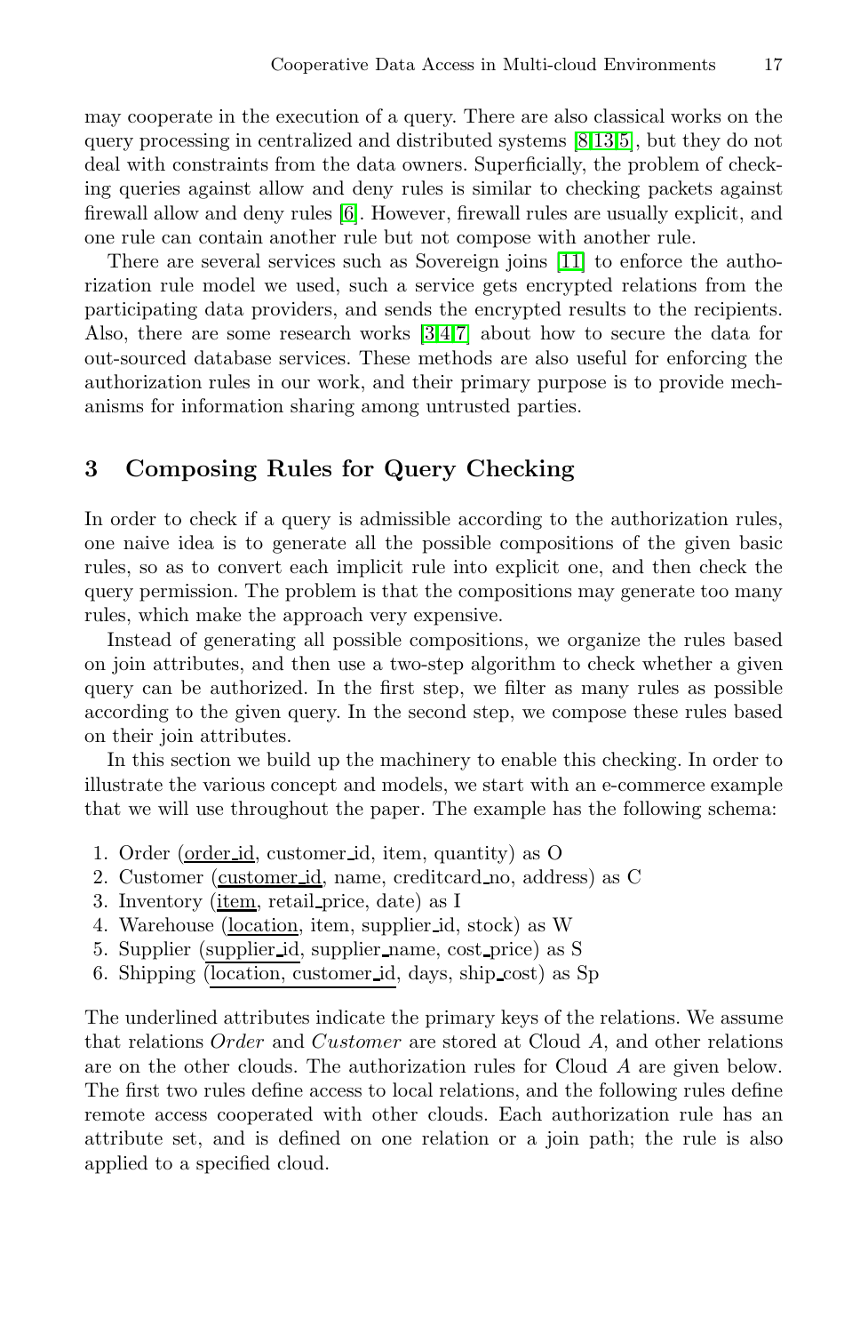may cooperate in the execution of a query. There are also classical works on the query processing in centralized and distributed systems [8,13,5], but they do not deal with constraints from the data owners. Superficially, the problem of checking queries against allow and deny rules is similar to checking packets against firewall allow and deny rules [6]. However, firewall rules are usually explicit, and one rule can contain another rule but not compose with another rule.

There are several services such as Sovereign joins [11] to enforce the authorization rule model we used, such a service gets encrypted relations from the participating data providers, and sends the encrypted results to the recipients. Also, there are some research works [3,4,7] about how to secure the data for out-sourced database services. These methods are also useful for enforcing the authorization rules in our work, and their primary purpose is to provide mechanisms for information sharing among untrusted parties.

## 3 Composing Rules for Query Checking

In order to check if a query is admissible according to the authorization rules, one naive idea is to generate all the possible compositions of the given basic rules, so as to convert each implicit rule into explicit one, and then check the query permission. The problem is that the compositions may generate too many rules, which make the approach very expensive.

Instead of generating all possible compositions, we organize the rules based on join attributes, and then use a two-step algorithm to check whether a given query can be authorized. In the first step, we filter as many rules as possible according to the given query. In the second step, we compose these rules based on their join attributes.

In this section we build up the machinery to enable this checking. In order to illustrate the various concept and models, we start with an e-commerce example that we will use throughout the paper. The example has the following schema:

1. Order (<u>order_id</u>, customer_id, item, quantity) as O
2. Customer (<u>customer_id</u>, name, creditcard_no, address) as C
3. Inventory (<u>item</u>, retail_price, date) as I
4. Warehouse (<u>location</u>, item, supplier_id, stock) as W
5. Supplier (<u>supplier_id</u>, supplier_name, cost_price) as S
6. Shipping (<u>location, customer_id</u>, days, ship_cost) as Sp

The underlined attributes indicate the primary keys of the relations. We assume that relations *Order* and *Customer* are stored at Cloud *A*, and other relations are on the other clouds. The authorization rules for Cloud *A* are given below. The first two rules define access to local relations, and the following rules define remote access cooperated with other clouds. Each authorization rule has an attribute set, and is defined on one relation or a join path; the rule is also applied to a specified cloud.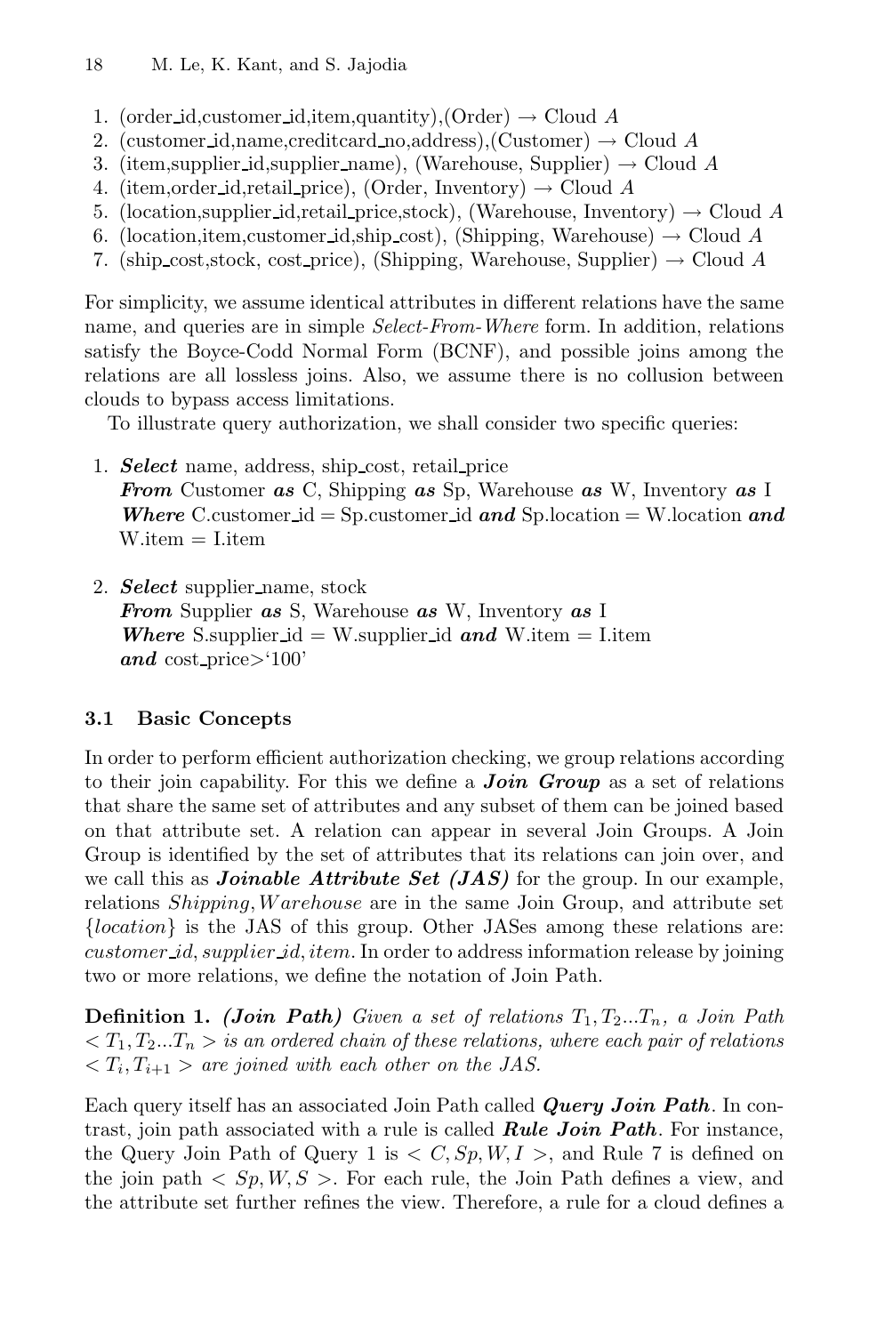1. (order_id,customer_id,item,quantity),(Order) → Cloud $A$
2. (customer_id,name,creditcard_no,address),(Customer) → Cloud $A$
3. (item,supplier_id,supplier_name), (Warehouse, Supplier) → Cloud $A$
4. (item,order_id,retail_price), (Order, Inventory) → Cloud $A$
5. (location,supplier_id,retail_price,stock), (Warehouse, Inventory) → Cloud $A$
6. (location,item,customer_id,ship_cost), (Shipping, Warehouse) → Cloud $A$
7. (ship_cost,stock, cost_price), (Shipping, Warehouse, Supplier) → Cloud $A$

For simplicity, we assume identical attributes in different relations have the same name, and queries are in simple *Select-From-Where* form. In addition, relations satisfy the Boyce-Codd Normal Form (BCNF), and possible joins among the relations are all lossless joins. Also, we assume there is no collusion between clouds to bypass access limitations.

To illustrate query authorization, we shall consider two specific queries:

1. ***Select*** name, address, ship_cost, retail_price
   ***From*** Customer ***as*** C, Shipping ***as*** Sp, Warehouse ***as*** W, Inventory ***as*** I
   ***Where*** C.customer_id = Sp.customer_id ***and*** Sp.location = W.location ***and*** W.item = I.item

2. ***Select*** supplier_name, stock
   ***From*** Supplier ***as*** S, Warehouse ***as*** W, Inventory ***as*** I
   ***Where*** S.supplier_id = W.supplier_id ***and*** W.item = I.item
   ***and*** cost_price>'100'

### 3.1 Basic Concepts

In order to perform efficient authorization checking, we group relations according to their join capability. For this we define a ***Join Group*** as a set of relations that share the same set of attributes and any subset of them can be joined based on that attribute set. A relation can appear in several Join Groups. A Join Group is identified by the set of attributes that its relations can join over, and we call this as ***Joinable Attribute Set (JAS)*** for the group. In our example, relations *Shipping*, *Warehouse* are in the same Join Group, and attribute set {*location*} is the JAS of this group. Other JASes among these relations are: *customer_id*, *supplier_id*, *item*. In order to address information release by joining two or more relations, we define the notation of Join Path.

**Definition 1.** ***(Join Path)*** *Given a set of relations $T_1, T_2 ... T_n$, a Join Path $< T_1, T_2 ... T_n >$ is an ordered chain of these relations, where each pair of relations $< T_i, T_{i+1} >$ are joined with each other on the JAS.*

Each query itself has an associated Join Path called ***Query Join Path***. In contrast, join path associated with a rule is called ***Rule Join Path***. For instance, the Query Join Path of Query 1 is $< C, Sp, W, I >$, and Rule 7 is defined on the join path $< Sp, W, S >$. For each rule, the Join Path defines a view, and the attribute set further refines the view. Therefore, a rule for a cloud defines a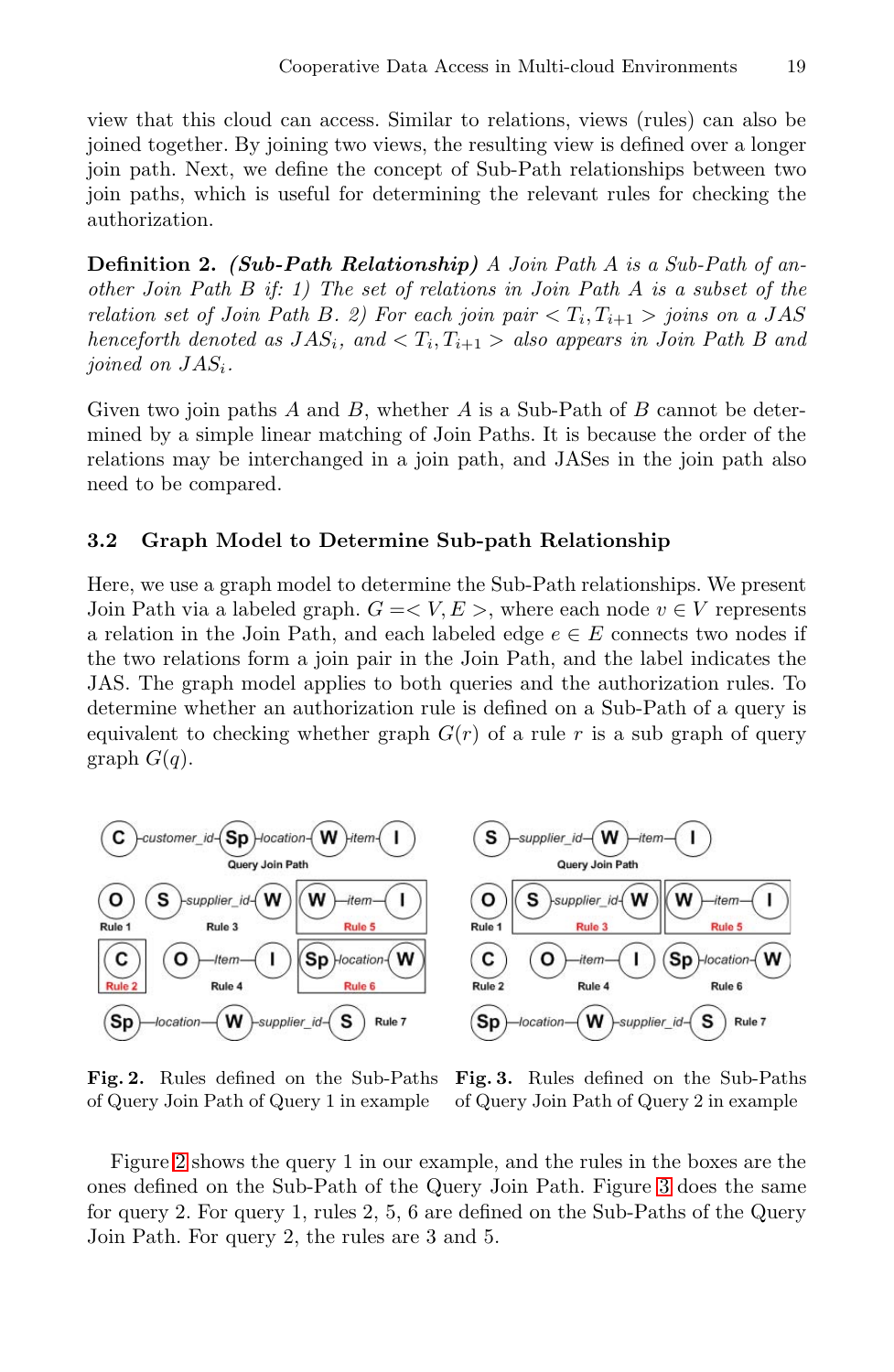view that this cloud can access. Similar to relations, views (rules) can also be joined together. By joining two views, the resulting view is defined over a longer join path. Next, we define the concept of Sub-Path relationships between two join paths, which is useful for determining the relevant rules for checking the authorization.

**Definition 2.** ***(Sub-Path Relationship)*** *A Join Path A is a Sub-Path of another Join Path B if: 1) The set of relations in Join Path A is a subset of the relation set of Join Path B. 2) For each join pair* $< T_i, T_{i+1} >$ *joins on a* $JAS$ *henceforth denoted as* $JAS_i$*, and* $< T_i, T_{i+1} >$ *also appears in Join Path B and joined on* $JAS_i$*.*

Given two join paths $A$ and $B$, whether $A$ is a Sub-Path of $B$ cannot be determined by a simple linear matching of Join Paths. It is because the order of the relations may be interchanged in a join path, and JASes in the join path also need to be compared.

### 3.2 Graph Model to Determine Sub-path Relationship

Here, we use a graph model to determine the Sub-Path relationships. We present Join Path via a labeled graph. $G =< V, E >$, where each node $v \in V$ represents a relation in the Join Path, and each labeled edge $e \in E$ connects two nodes if the two relations form a join pair in the Join Path, and the label indicates the JAS. The graph model applies to both queries and the authorization rules. To determine whether an authorization rule is defined on a Sub-Path of a query is equivalent to checking whether graph $G(r)$ of a rule $r$ is a sub graph of query graph $G(q)$.

**Fig. 2.** Rules defined on the Sub-Paths of Query Join Path of Query 1 in example

**Fig. 3.** Rules defined on the Sub-Paths of Query Join Path of Query 2 in example

Figure 2 shows the query 1 in our example, and the rules in the boxes are the ones defined on the Sub-Path of the Query Join Path. Figure 3 does the same for query 2. For query 1, rules 2, 5, 6 are defined on the Sub-Paths of the Query Join Path. For query 2, the rules are 3 and 5.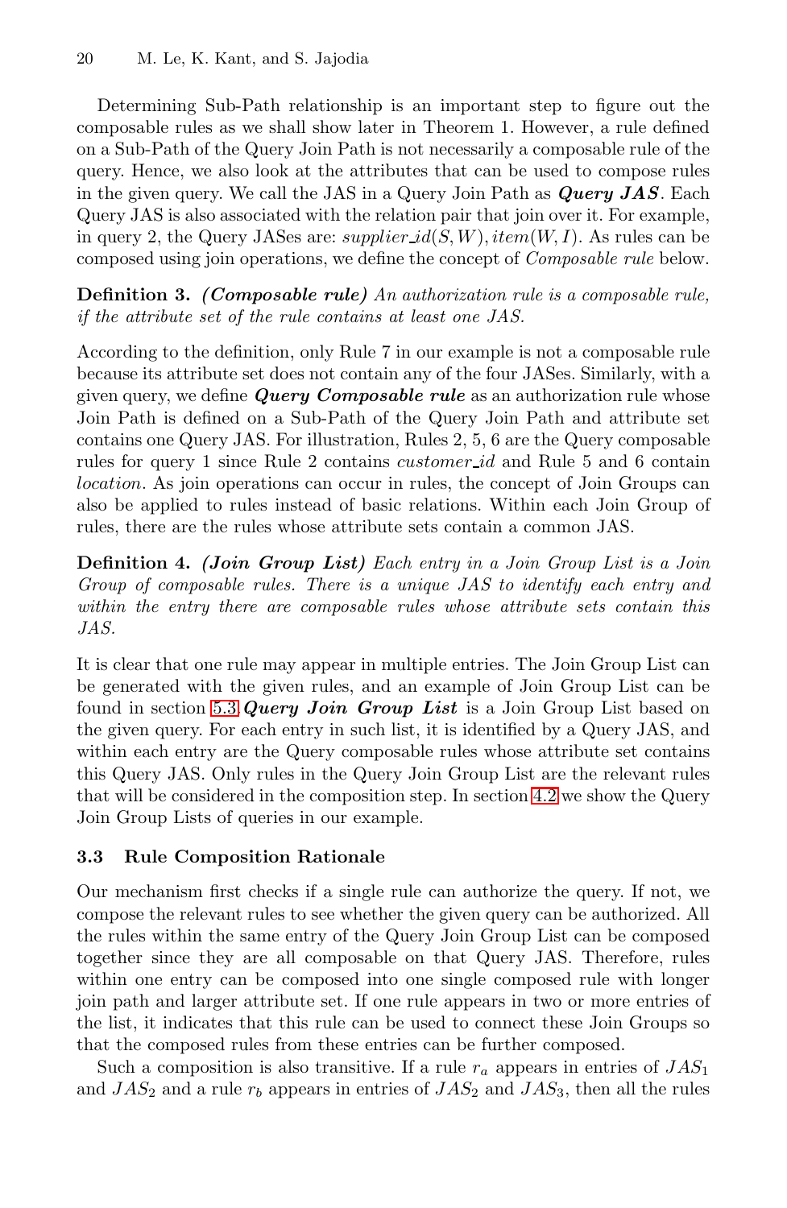Determining Sub-Path relationship is an important step to figure out the composable rules as we shall show later in Theorem 1. However, a rule defined on a Sub-Path of the Query Join Path is not necessarily a composable rule of the query. Hence, we also look at the attributes that can be used to compose rules in the given query. We call the JAS in a Query Join Path as ***Query JAS***. Each Query JAS is also associated with the relation pair that join over it. For example, in query 2, the Query JASes are: $supplier\_id(S, W), item(W, I)$. As rules can be composed using join operations, we define the concept of *Composable rule* below.

**Definition 3.** ***(Composable rule)*** *An authorization rule is a composable rule, if the attribute set of the rule contains at least one JAS.*

According to the definition, only Rule 7 in our example is not a composable rule because its attribute set does not contain any of the four JASes. Similarly, with a given query, we define ***Query Composable rule*** as an authorization rule whose Join Path is defined on a Sub-Path of the Query Join Path and attribute set contains one Query JAS. For illustration, Rules 2, 5, 6 are the Query composable rules for query 1 since Rule 2 contains *customer_id* and Rule 5 and 6 contain *location*. As join operations can occur in rules, the concept of Join Groups can also be applied to rules instead of basic relations. Within each Join Group of rules, there are the rules whose attribute sets contain a common JAS.

**Definition 4.** ***(Join Group List)*** *Each entry in a Join Group List is a Join Group of composable rules. There is a unique JAS to identify each entry and within the entry there are composable rules whose attribute sets contain this JAS.*

It is clear that one rule may appear in multiple entries. The Join Group List can be generated with the given rules, and an example of Join Group List can be found in section 5.3 ***Query Join Group List*** is a Join Group List based on the given query. For each entry in such list, it is identified by a Query JAS, and within each entry are the Query composable rules whose attribute set contains this Query JAS. Only rules in the Query Join Group List are the relevant rules that will be considered in the composition step. In section 4.2 we show the Query Join Group Lists of queries in our example.

### 3.3 Rule Composition Rationale

Our mechanism first checks if a single rule can authorize the query. If not, we compose the relevant rules to see whether the given query can be authorized. All the rules within the same entry of the Query Join Group List can be composed together since they are all composable on that Query JAS. Therefore, rules within one entry can be composed into one single composed rule with longer join path and larger attribute set. If one rule appears in two or more entries of the list, it indicates that this rule can be used to connect these Join Groups so that the composed rules from these entries can be further composed.

Such a composition is also transitive. If a rule $r_a$ appears in entries of $JAS_1$ and $JAS_2$ and a rule $r_b$ appears in entries of $JAS_2$ and $JAS_3$, then all the rules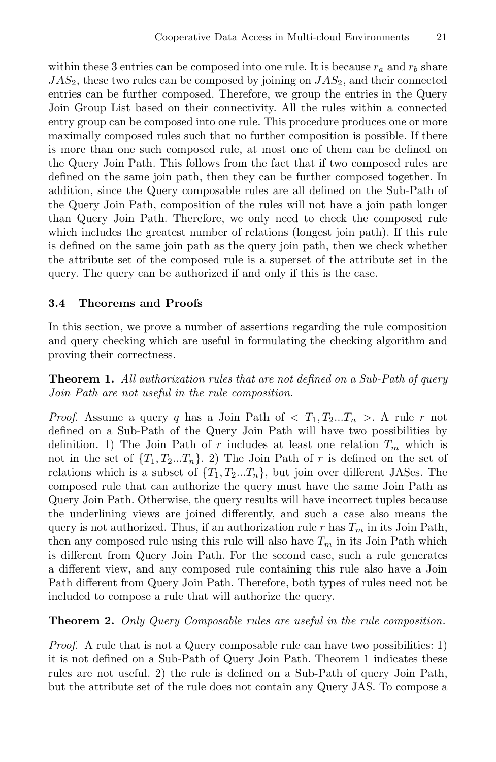within these 3 entries can be composed into one rule. It is because $r_a$ and $r_b$ share $JAS_2$, these two rules can be composed by joining on $JAS_2$, and their connected entries can be further composed. Therefore, we group the entries in the Query Join Group List based on their connectivity. All the rules within a connected entry group can be composed into one rule. This procedure produces one or more maximally composed rules such that no further composition is possible. If there is more than one such composed rule, at most one of them can be defined on the Query Join Path. This follows from the fact that if two composed rules are defined on the same join path, then they can be further composed together. In addition, since the Query composable rules are all defined on the Sub-Path of the Query Join Path, composition of the rules will not have a join path longer than Query Join Path. Therefore, we only need to check the composed rule which includes the greatest number of relations (longest join path). If this rule is defined on the same join path as the query join path, then we check whether the attribute set of the composed rule is a superset of the attribute set in the query. The query can be authorized if and only if this is the case.

### 3.4 Theorems and Proofs

In this section, we prove a number of assertions regarding the rule composition and query checking which are useful in formulating the checking algorithm and proving their correctness.

**Theorem 1.** *All authorization rules that are not defined on a Sub-Path of query Join Path are not useful in the rule composition.*

*Proof.* Assume a query $q$ has a Join Path of $< T_1, T_2 ... T_n >$. A rule $r$ not defined on a Sub-Path of the Query Join Path will have two possibilities by definition. 1) The Join Path of $r$ includes at least one relation $T_m$ which is not in the set of $\{T_1, T_2 ... T_n\}$. 2) The Join Path of $r$ is defined on the set of relations which is a subset of $\{T_1, T_2 ... T_n\}$, but join over different JASes. The composed rule that can authorize the query must have the same Join Path as Query Join Path. Otherwise, the query results will have incorrect tuples because the underlining views are joined differently, and such a case also means the query is not authorized. Thus, if an authorization rule $r$ has $T_m$ in its Join Path, then any composed rule using this rule will also have $T_m$ in its Join Path which is different from Query Join Path. For the second case, such a rule generates a different view, and any composed rule containing this rule also have a Join Path different from Query Join Path. Therefore, both types of rules need not be included to compose a rule that will authorize the query.

**Theorem 2.** *Only Query Composable rules are useful in the rule composition.*

*Proof.* A rule that is not a Query composable rule can have two possibilities: 1) it is not defined on a Sub-Path of Query Join Path. Theorem 1 indicates these rules are not useful. 2) the rule is defined on a Sub-Path of query Join Path, but the attribute set of the rule does not contain any Query JAS. To compose a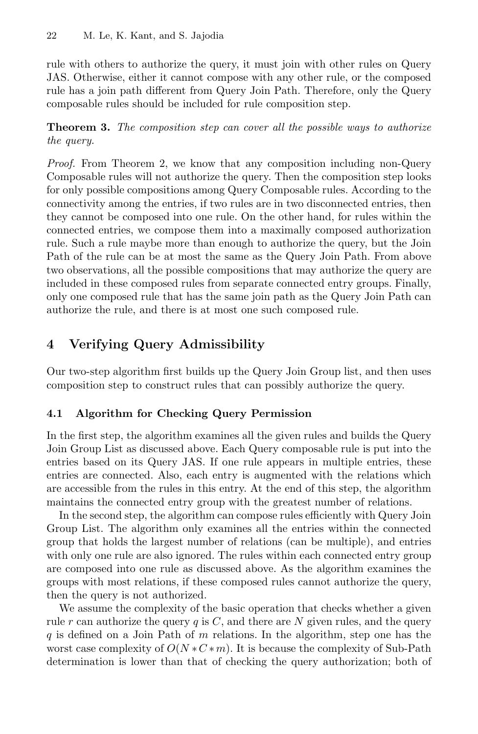rule with others to authorize the query, it must join with other rules on Query JAS. Otherwise, either it cannot compose with any other rule, or the composed rule has a join path different from Query Join Path. Therefore, only the Query composable rules should be included for rule composition step.

**Theorem 3.** *The composition step can cover all the possible ways to authorize the query.*

*Proof.* From Theorem 2, we know that any composition including non-Query Composable rules will not authorize the query. Then the composition step looks for only possible compositions among Query Composable rules. According to the connectivity among the entries, if two rules are in two disconnected entries, then they cannot be composed into one rule. On the other hand, for rules within the connected entries, we compose them into a maximally composed authorization rule. Such a rule maybe more than enough to authorize the query, but the Join Path of the rule can be at most the same as the Query Join Path. From above two observations, all the possible compositions that may authorize the query are included in these composed rules from separate connected entry groups. Finally, only one composed rule that has the same join path as the Query Join Path can authorize the rule, and there is at most one such composed rule.

## 4 Verifying Query Admissibility

Our two-step algorithm first builds up the Query Join Group list, and then uses composition step to construct rules that can possibly authorize the query.

### 4.1 Algorithm for Checking Query Permission

In the first step, the algorithm examines all the given rules and builds the Query Join Group List as discussed above. Each Query composable rule is put into the entries based on its Query JAS. If one rule appears in multiple entries, these entries are connected. Also, each entry is augmented with the relations which are accessible from the rules in this entry. At the end of this step, the algorithm maintains the connected entry group with the greatest number of relations.

In the second step, the algorithm can compose rules efficiently with Query Join Group List. The algorithm only examines all the entries within the connected group that holds the largest number of relations (can be multiple), and entries with only one rule are also ignored. The rules within each connected entry group are composed into one rule as discussed above. As the algorithm examines the groups with most relations, if these composed rules cannot authorize the query, then the query is not authorized.

We assume the complexity of the basic operation that checks whether a given rule $r$ can authorize the query $q$ is $C$, and there are $N$ given rules, and the query $q$ is defined on a Join Path of $m$ relations. In the algorithm, step one has the worst case complexity of $O(N * C * m)$. It is because the complexity of Sub-Path determination is lower than that of checking the query authorization; both of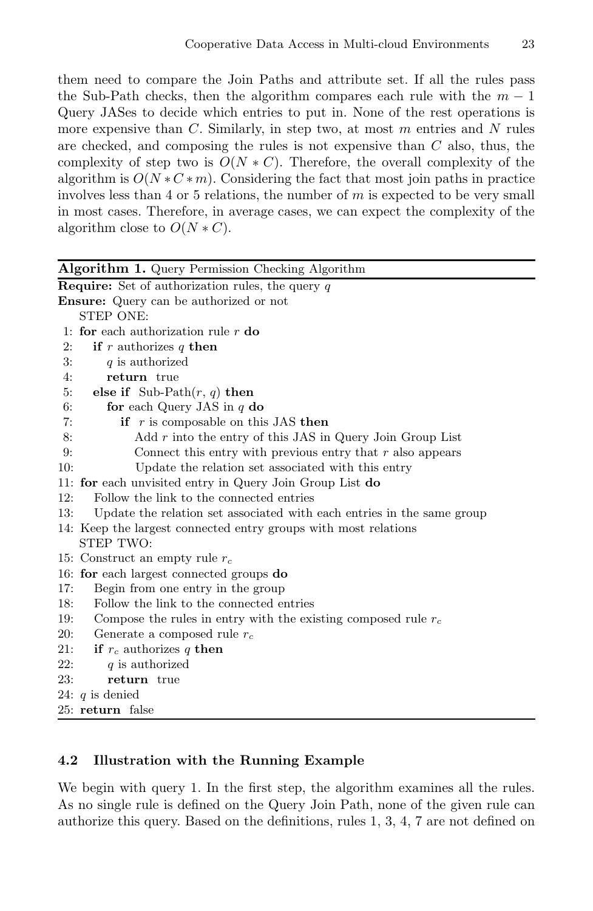them need to compare the Join Paths and attribute set. If all the rules pass the Sub-Path checks, then the algorithm compares each rule with the $m-1$ Query JASes to decide which entries to put in. None of the rest operations is more expensive than $C$. Similarly, in step two, at most $m$ entries and $N$ rules are checked, and composing the rules is not expensive than $C$ also, thus, the complexity of step two is $O(N*C)$. Therefore, the overall complexity of the algorithm is $O(N*C*m)$. Considering the fact that most join paths in practice involves less than 4 or 5 relations, the number of $m$ is expected to be very small in most cases. Therefore, in average cases, we can expect the complexity of the algorithm close to $O(N*C)$.

**Algorithm 1.** Query Permission Checking Algorithm

```
Require: Set of authorization rules, the query q
Ensure: Query can be authorized or not
   STEP ONE:
 1: for each authorization rule r do
 2:    if r authorizes q then
 3:       q is authorized
 4:       return true
 5:    else if Sub-Path(r, q) then
 6:       for each Query JAS in q do
 7:          if r is composable on this JAS then
 8:             Add r into the entry of this JAS in Query Join Group List
 9:             Connect this entry with previous entry that r also appears
10:             Update the relation set associated with this entry
11: for each unvisited entry in Query Join Group List do
12:    Follow the link to the connected entries
13:    Update the relation set associated with each entries in the same group
14: Keep the largest connected entry groups with most relations
   STEP TWO:
15: Construct an empty rule r_c
16: for each largest connected groups do
17:    Begin from one entry in the group
18:    Follow the link to the connected entries
19:    Compose the rules in entry with the existing composed rule r_c
20:    Generate a composed rule r_c
21:    if r_c authorizes q then
22:       q is authorized
23:       return true
24: q is denied
25: return false
```

### 4.2 Illustration with the Running Example

We begin with query 1. In the first step, the algorithm examines all the rules. As no single rule is defined on the Query Join Path, none of the given rule can authorize this query. Based on the definitions, rules 1, 3, 4, 7 are not defined on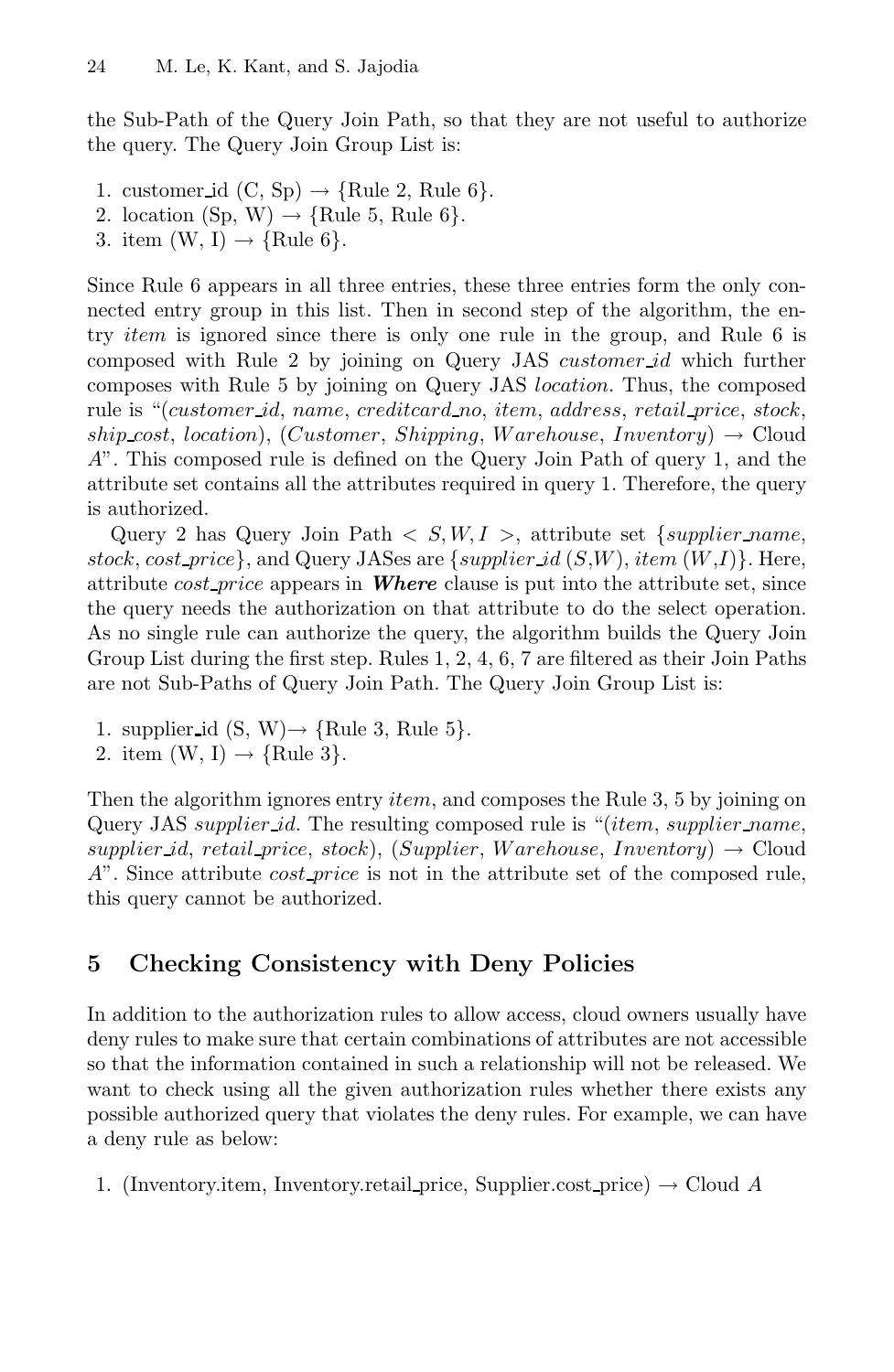the Sub-Path of the Query Join Path, so that they are not useful to authorize the query. The Query Join Group List is:

1. customer_id (C, Sp) → {Rule 2, Rule 6}.
2. location (Sp, W) → {Rule 5, Rule 6}.
3. item (W, I) → {Rule 6}.

Since Rule 6 appears in all three entries, these three entries form the only connected entry group in this list. Then in second step of the algorithm, the entry *item* is ignored since there is only one rule in the group, and Rule 6 is composed with Rule 2 by joining on Query JAS *customer_id* which further composes with Rule 5 by joining on Query JAS *location*. Thus, the composed rule is "(*customer_id*, *name*, *creditcard_no*, *item*, *address*, *retail_price*, *stock*, *ship_cost*, *location*), (*Customer*, *Shipping*, *Warehouse*, *Inventory*) → Cloud *A*". This composed rule is defined on the Query Join Path of query 1, and the attribute set contains all the attributes required in query 1. Therefore, the query is authorized.

Query 2 has Query Join Path $< S, W, I >$, attribute set {*supplier_name*, *stock*, *cost_price*}, and Query JASes are {*supplier_id* (*S*,*W*), *item* (*W*,*I*)}. Here, attribute *cost_price* appears in ***Where*** clause is put into the attribute set, since the query needs the authorization on that attribute to do the select operation. As no single rule can authorize the query, the algorithm builds the Query Join Group List during the first step. Rules 1, 2, 4, 6, 7 are filtered as their Join Paths are not Sub-Paths of Query Join Path. The Query Join Group List is:

1. supplier_id (S, W)→ {Rule 3, Rule 5}.
2. item (W, I) → {Rule 3}.

Then the algorithm ignores entry *item*, and composes the Rule 3, 5 by joining on Query JAS *supplier_id*. The resulting composed rule is "(*item*, *supplier_name*, *supplier_id*, *retail_price*, *stock*), (*Supplier*, *Warehouse*, *Inventory*) → Cloud *A*". Since attribute *cost_price* is not in the attribute set of the composed rule, this query cannot be authorized.

## 5 Checking Consistency with Deny Policies

In addition to the authorization rules to allow access, cloud owners usually have deny rules to make sure that certain combinations of attributes are not accessible so that the information contained in such a relationship will not be released. We want to check using all the given authorization rules whether there exists any possible authorized query that violates the deny rules. For example, we can have a deny rule as below:

1. (Inventory.item, Inventory.retail_price, Supplier.cost_price) → Cloud *A*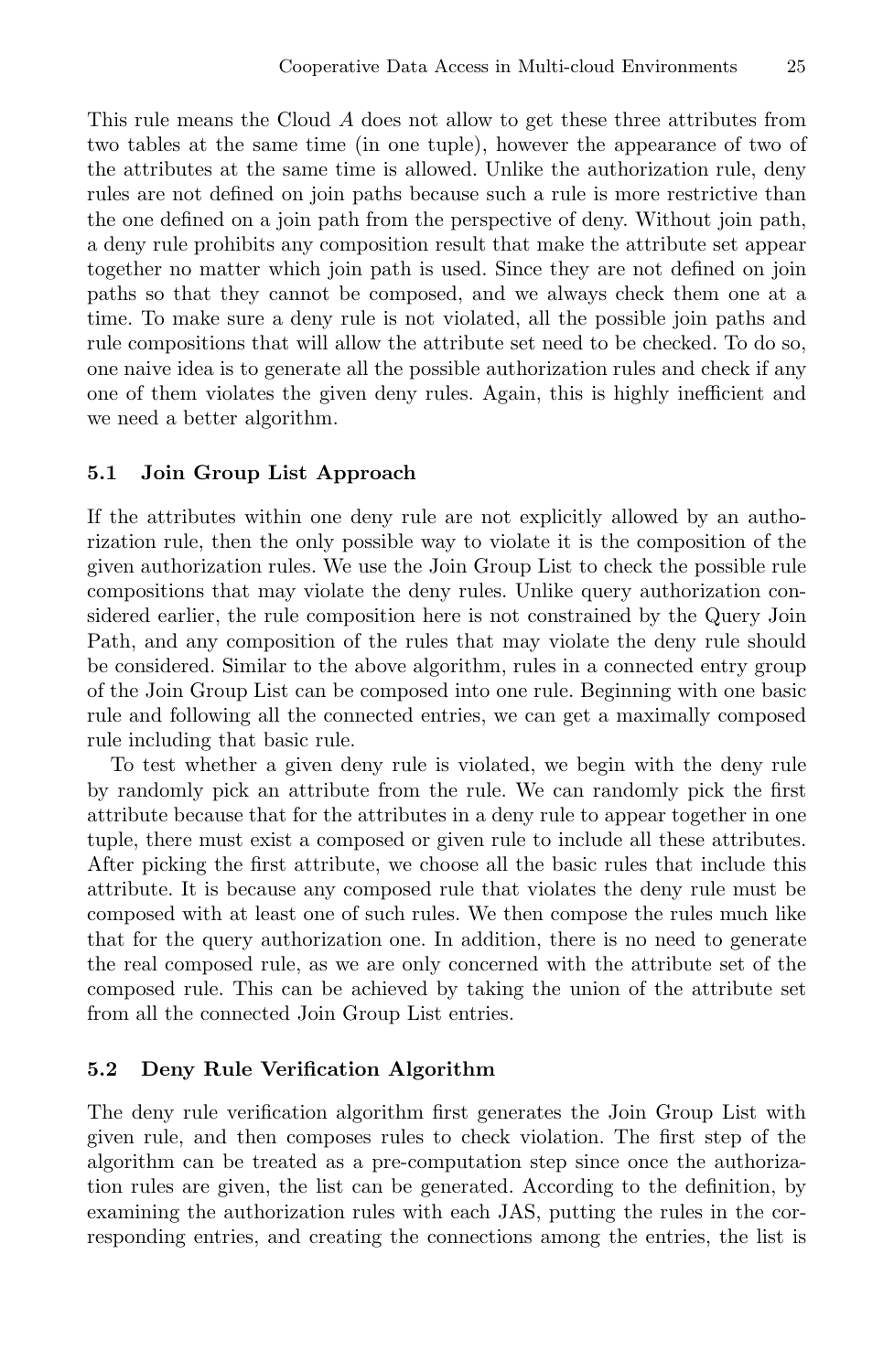This rule means the Cloud $A$ does not allow to get these three attributes from two tables at the same time (in one tuple), however the appearance of two of the attributes at the same time is allowed. Unlike the authorization rule, deny rules are not defined on join paths because such a rule is more restrictive than the one defined on a join path from the perspective of deny. Without join path, a deny rule prohibits any composition result that make the attribute set appear together no matter which join path is used. Since they are not defined on join paths so that they cannot be composed, and we always check them one at a time. To make sure a deny rule is not violated, all the possible join paths and rule compositions that will allow the attribute set need to be checked. To do so, one naive idea is to generate all the possible authorization rules and check if any one of them violates the given deny rules. Again, this is highly inefficient and we need a better algorithm.

### 5.1 Join Group List Approach

If the attributes within one deny rule are not explicitly allowed by an authorization rule, then the only possible way to violate it is the composition of the given authorization rules. We use the Join Group List to check the possible rule compositions that may violate the deny rules. Unlike query authorization considered earlier, the rule composition here is not constrained by the Query Join Path, and any composition of the rules that may violate the deny rule should be considered. Similar to the above algorithm, rules in a connected entry group of the Join Group List can be composed into one rule. Beginning with one basic rule and following all the connected entries, we can get a maximally composed rule including that basic rule.

To test whether a given deny rule is violated, we begin with the deny rule by randomly pick an attribute from the rule. We can randomly pick the first attribute because that for the attributes in a deny rule to appear together in one tuple, there must exist a composed or given rule to include all these attributes. After picking the first attribute, we choose all the basic rules that include this attribute. It is because any composed rule that violates the deny rule must be composed with at least one of such rules. We then compose the rules much like that for the query authorization one. In addition, there is no need to generate the real composed rule, as we are only concerned with the attribute set of the composed rule. This can be achieved by taking the union of the attribute set from all the connected Join Group List entries.

### 5.2 Deny Rule Verification Algorithm

The deny rule verification algorithm first generates the Join Group List with given rule, and then composes rules to check violation. The first step of the algorithm can be treated as a pre-computation step since once the authorization rules are given, the list can be generated. According to the definition, by examining the authorization rules with each JAS, putting the rules in the corresponding entries, and creating the connections among the entries, the list is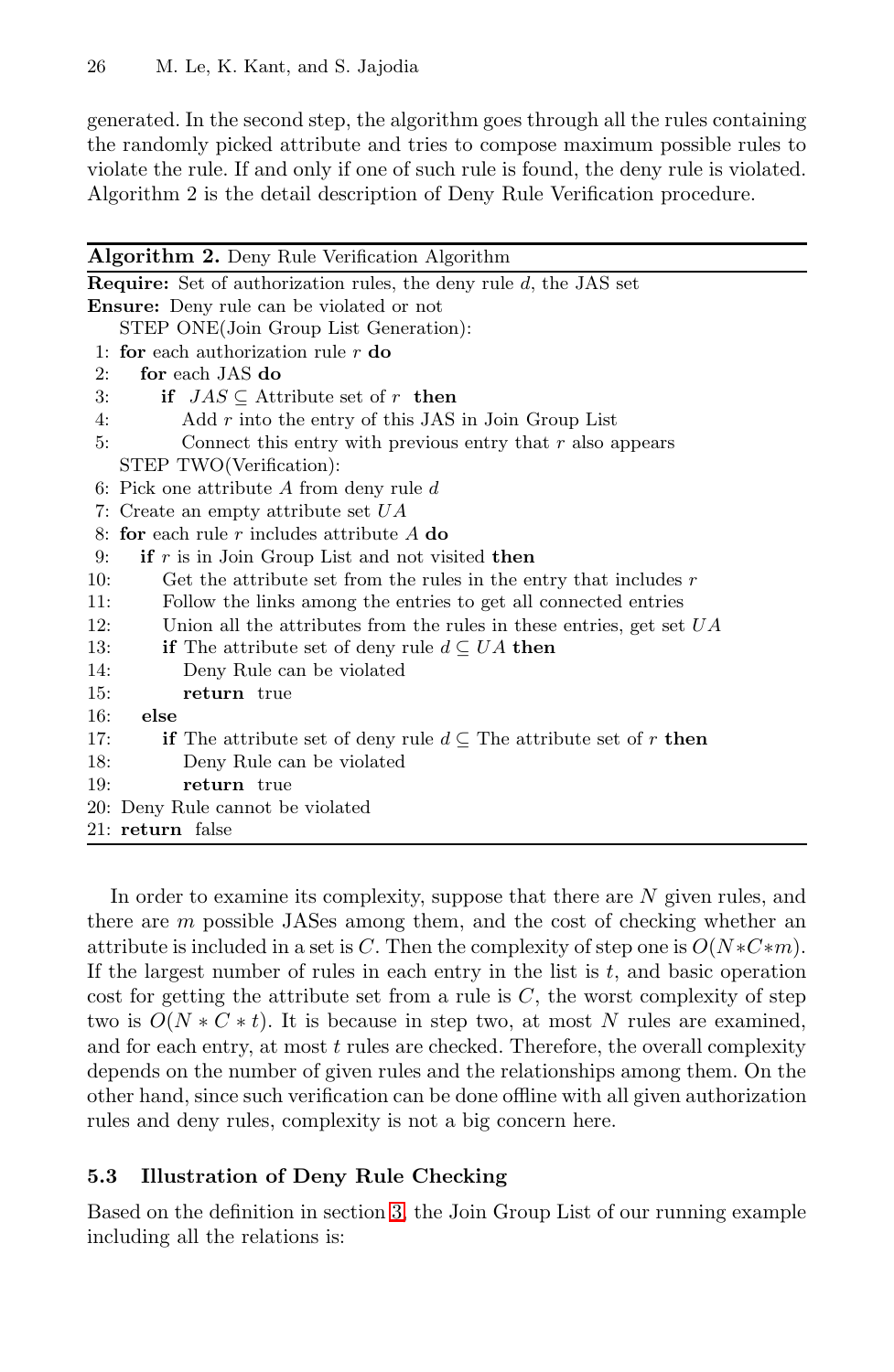generated. In the second step, the algorithm goes through all the rules containing the randomly picked attribute and tries to compose maximum possible rules to violate the rule. If and only if one of such rule is found, the deny rule is violated. Algorithm 2 is the detail description of Deny Rule Verification procedure.

---

**Algorithm 2.** Deny Rule Verification Algorithm

---

**Require:** Set of authorization rules, the deny rule $d$, the JAS set
**Ensure:** Deny rule can be violated or not

```
    STEP ONE(Join Group List Generation):
 1: for each authorization rule r do
 2:   for each JAS do
 3:     if JAS ⊆ Attribute set of r then
 4:       Add r into the entry of this JAS in Join Group List
 5:       Connect this entry with previous entry that r also appears
    STEP TWO(Verification):
 6: Pick one attribute A from deny rule d
 7: Create an empty attribute set UA
 8: for each rule r includes attribute A do
 9:   if r is in Join Group List and not visited then
10:     Get the attribute set from the rules in the entry that includes r
11:     Follow the links among the entries to get all connected entries
12:     Union all the attributes from the rules in these entries, get set UA
13:     if The attribute set of deny rule d ⊆ UA then
14:       Deny Rule can be violated
15:       return true
16:   else
17:     if The attribute set of deny rule d ⊆ The attribute set of r then
18:       Deny Rule can be violated
19:       return true
20: Deny Rule cannot be violated
21: return false
```

---

In order to examine its complexity, suppose that there are $N$ given rules, and there are $m$ possible JASes among them, and the cost of checking whether an attribute is included in a set is $C$. Then the complexity of step one is $O(N*C*m)$. If the largest number of rules in each entry in the list is $t$, and basic operation cost for getting the attribute set from a rule is $C$, the worst complexity of step two is $O(N*C*t)$. It is because in step two, at most $N$ rules are examined, and for each entry, at most $t$ rules are checked. Therefore, the overall complexity depends on the number of given rules and the relationships among them. On the other hand, since such verification can be done offline with all given authorization rules and deny rules, complexity is not a big concern here.

### 5.3 Illustration of Deny Rule Checking

Based on the definition in section 3, the Join Group List of our running example including all the relations is: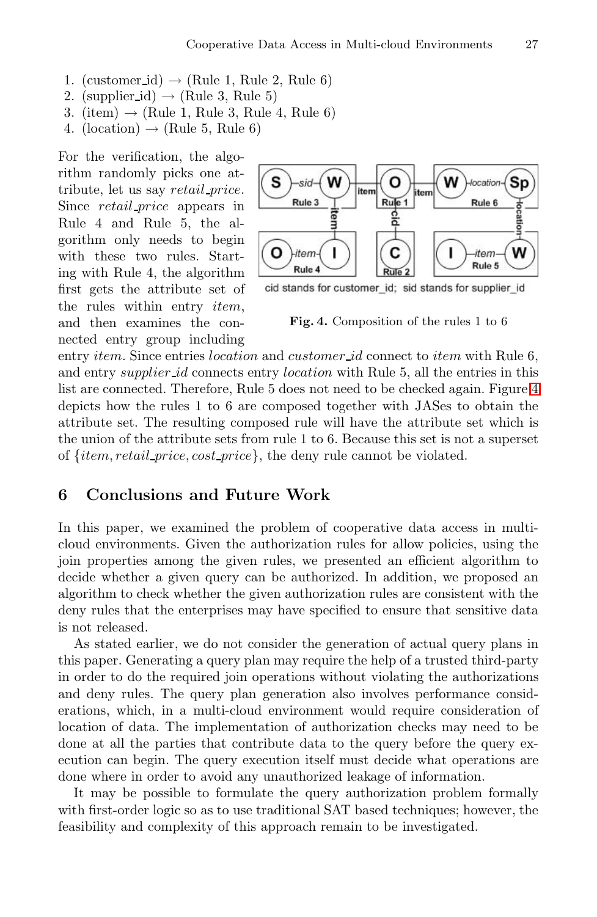1. (customer_id) → (Rule 1, Rule 2, Rule 6)
2. (supplier_id) → (Rule 3, Rule 5)
3. (item) → (Rule 1, Rule 3, Rule 4, Rule 6)
4. (location) → (Rule 5, Rule 6)

For the verification, the algorithm randomly picks one attribute, let us say *retail_price*. Since *retail_price* appears in Rule 4 and Rule 5, the algorithm only needs to begin with these two rules. Starting with Rule 4, the algorithm first gets the attribute set of the rules within entry *item*, and then examines the connected entry group including entry *item*. Since entries *location* and *customer_id* connect to *item* with Rule 6, and entry *supplier_id* connects entry *location* with Rule 5, all the entries in this list are connected. Therefore, Rule 5 does not need to be checked again. Figure 4 depicts how the rules 1 to 6 are composed together with JASes to obtain the attribute set. The resulting composed rule will have the attribute set which is the union of the attribute sets from rule 1 to 6. Because this set is not a superset of $\{item, retail\_price, cost\_price\}$, the deny rule cannot be violated.

cid stands for customer_id; sid stands for supplier_id

**Fig. 4.** Composition of the rules 1 to 6

## 6 Conclusions and Future Work

In this paper, we examined the problem of cooperative data access in multi-cloud environments. Given the authorization rules for allow policies, using the join properties among the given rules, we presented an efficient algorithm to decide whether a given query can be authorized. In addition, we proposed an algorithm to check whether the given authorization rules are consistent with the deny rules that the enterprises may have specified to ensure that sensitive data is not released.

As stated earlier, we do not consider the generation of actual query plans in this paper. Generating a query plan may require the help of a trusted third-party in order to do the required join operations without violating the authorizations and deny rules. The query plan generation also involves performance considerations, which, in a multi-cloud environment would require consideration of location of data. The implementation of authorization checks may need to be done at all the parties that contribute data to the query before the query execution can begin. The query execution itself must decide what operations are done where in order to avoid any unauthorized leakage of information.

It may be possible to formulate the query authorization problem formally with first-order logic so as to use traditional SAT based techniques; however, the feasibility and complexity of this approach remain to be investigated.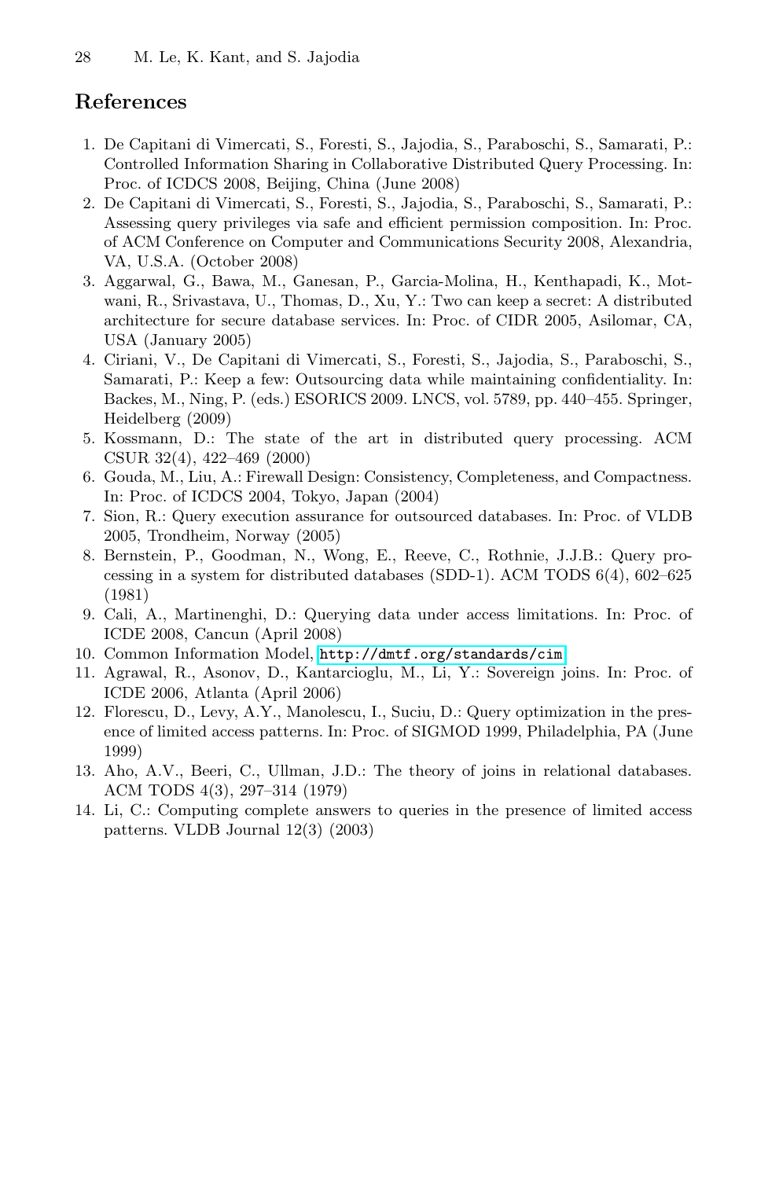## References

1. De Capitani di Vimercati, S., Foresti, S., Jajodia, S., Paraboschi, S., Samarati, P.: Controlled Information Sharing in Collaborative Distributed Query Processing. In: Proc. of ICDCS 2008, Beijing, China (June 2008)
2. De Capitani di Vimercati, S., Foresti, S., Jajodia, S., Paraboschi, S., Samarati, P.: Assessing query privileges via safe and efficient permission composition. In: Proc. of ACM Conference on Computer and Communications Security 2008, Alexandria, VA, U.S.A. (October 2008)
3. Aggarwal, G., Bawa, M., Ganesan, P., Garcia-Molina, H., Kenthapadi, K., Motwani, R., Srivastava, U., Thomas, D., Xu, Y.: Two can keep a secret: A distributed architecture for secure database services. In: Proc. of CIDR 2005, Asilomar, CA, USA (January 2005)
4. Ciriani, V., De Capitani di Vimercati, S., Foresti, S., Jajodia, S., Paraboschi, S., Samarati, P.: Keep a few: Outsourcing data while maintaining confidentiality. In: Backes, M., Ning, P. (eds.) ESORICS 2009. LNCS, vol. 5789, pp. 440–455. Springer, Heidelberg (2009)
5. Kossmann, D.: The state of the art in distributed query processing. ACM CSUR 32(4), 422–469 (2000)
6. Gouda, M., Liu, A.: Firewall Design: Consistency, Completeness, and Compactness. In: Proc. of ICDCS 2004, Tokyo, Japan (2004)
7. Sion, R.: Query execution assurance for outsourced databases. In: Proc. of VLDB 2005, Trondheim, Norway (2005)
8. Bernstein, P., Goodman, N., Wong, E., Reeve, C., Rothnie, J.J.B.: Query processing in a system for distributed databases (SDD-1). ACM TODS 6(4), 602–625 (1981)
9. Cali, A., Martinenghi, D.: Querying data under access limitations. In: Proc. of ICDE 2008, Cancun (April 2008)
10. Common Information Model, http://dmtf.org/standards/cim
11. Agrawal, R., Asonov, D., Kantarcioglu, M., Li, Y.: Sovereign joins. In: Proc. of ICDE 2006, Atlanta (April 2006)
12. Florescu, D., Levy, A.Y., Manolescu, I., Suciu, D.: Query optimization in the presence of limited access patterns. In: Proc. of SIGMOD 1999, Philadelphia, PA (June 1999)
13. Aho, A.V., Beeri, C., Ullman, J.D.: The theory of joins in relational databases. ACM TODS 4(3), 297–314 (1979)
14. Li, C.: Computing complete answers to queries in the presence of limited access patterns. VLDB Journal 12(3) (2003)